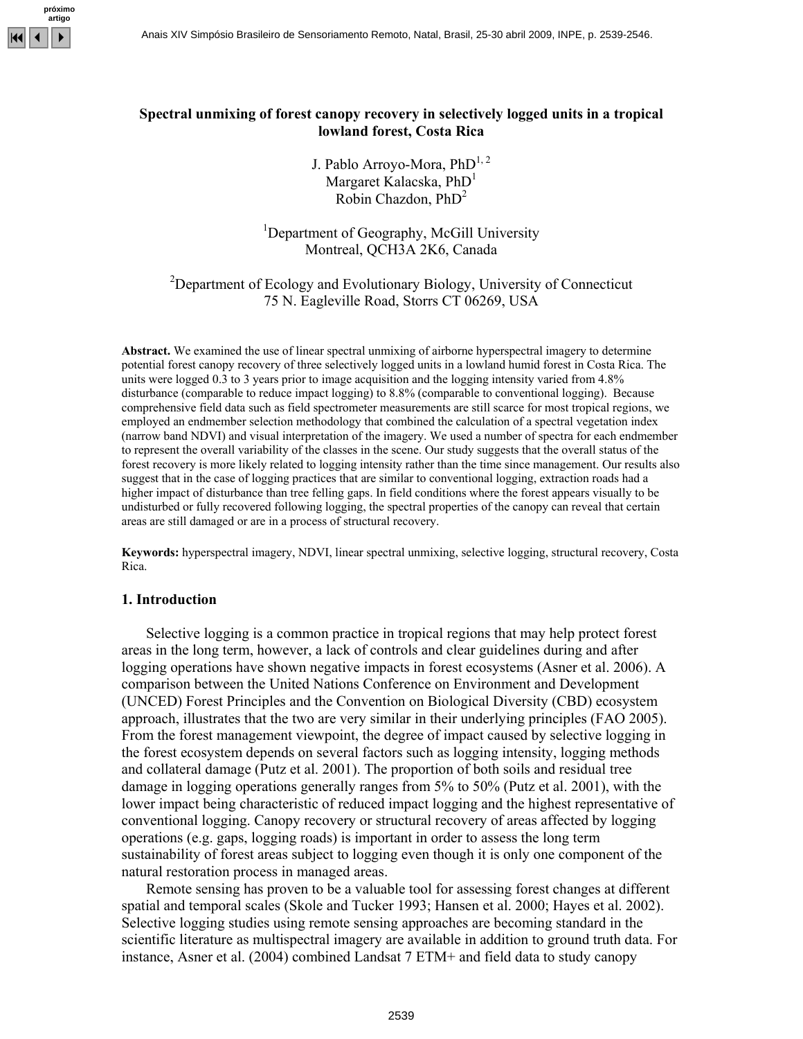# Spectral unmixing of forest canopy recovery in selectively logged units in a tropical lowland forest, Costa Rica

J. Pablo Arroyo-Mora, PhD[1,2]
Margaret Kalacska, PhD[1]
Robin Chazdon, PhD[2]

[1]Department of Geography, McGill University
Montreal, QCH3A 2K6, Canada

[2]Department of Ecology and Evolutionary Biology, University of Connecticut
75 N. Eagleville Road, Storrs CT 06269, USA

**Abstract.** We examined the use of linear spectral unmixing of airborne hyperspectral imagery to determine potential forest canopy recovery of three selectively logged units in a lowland humid forest in Costa Rica. The units were logged 0.3 to 3 years prior to image acquisition and the logging intensity varied from 4.8% disturbance (comparable to reduce impact logging) to 8.8% (comparable to conventional logging). Because comprehensive field data such as field spectrometer measurements are still scarce for most tropical regions, we employed an endmember selection methodology that combined the calculation of a spectral vegetation index (narrow band NDVI) and visual interpretation of the imagery. We used a number of spectra for each endmember to represent the overall variability of the classes in the scene. Our study suggests that the overall status of the forest recovery is more likely related to logging intensity rather than the time since management. Our results also suggest that in the case of logging practices that are similar to conventional logging, extraction roads had a higher impact of disturbance than tree felling gaps. In field conditions where the forest appears visually to be undisturbed or fully recovered following logging, the spectral properties of the canopy can reveal that certain areas are still damaged or are in a process of structural recovery.

**Keywords:** hyperspectral imagery, NDVI, linear spectral unmixing, selective logging, structural recovery, Costa Rica.

## 1. Introduction

Selective logging is a common practice in tropical regions that may help protect forest areas in the long term, however, a lack of controls and clear guidelines during and after logging operations have shown negative impacts in forest ecosystems (Asner et al. 2006). A comparison between the United Nations Conference on Environment and Development (UNCED) Forest Principles and the Convention on Biological Diversity (CBD) ecosystem approach, illustrates that the two are very similar in their underlying principles (FAO 2005). From the forest management viewpoint, the degree of impact caused by selective logging in the forest ecosystem depends on several factors such as logging intensity, logging methods and collateral damage (Putz et al. 2001). The proportion of both soils and residual tree damage in logging operations generally ranges from 5% to 50% (Putz et al. 2001), with the lower impact being characteristic of reduced impact logging and the highest representative of conventional logging. Canopy recovery or structural recovery of areas affected by logging operations (e.g. gaps, logging roads) is important in order to assess the long term sustainability of forest areas subject to logging even though it is only one component of the natural restoration process in managed areas.

Remote sensing has proven to be a valuable tool for assessing forest changes at different spatial and temporal scales (Skole and Tucker 1993; Hansen et al. 2000; Hayes et al. 2002). Selective logging studies using remote sensing approaches are becoming standard in the scientific literature as multispectral imagery are available in addition to ground truth data. For instance, Asner et al. (2004) combined Landsat 7 ETM+ and field data to study canopy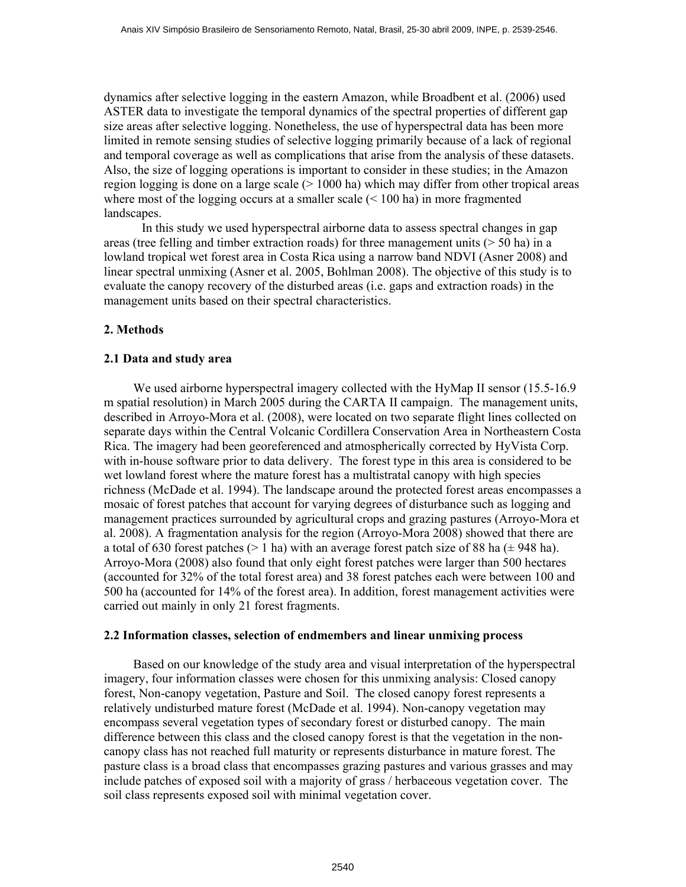dynamics after selective logging in the eastern Amazon, while Broadbent et al. (2006) used ASTER data to investigate the temporal dynamics of the spectral properties of different gap size areas after selective logging. Nonetheless, the use of hyperspectral data has been more limited in remote sensing studies of selective logging primarily because of a lack of regional and temporal coverage as well as complications that arise from the analysis of these datasets. Also, the size of logging operations is important to consider in these studies; in the Amazon region logging is done on a large scale (> 1000 ha) which may differ from other tropical areas where most of the logging occurs at a smaller scale (< 100 ha) in more fragmented landscapes.

In this study we used hyperspectral airborne data to assess spectral changes in gap areas (tree felling and timber extraction roads) for three management units (> 50 ha) in a lowland tropical wet forest area in Costa Rica using a narrow band NDVI (Asner 2008) and linear spectral unmixing (Asner et al. 2005, Bohlman 2008). The objective of this study is to evaluate the canopy recovery of the disturbed areas (i.e. gaps and extraction roads) in the management units based on their spectral characteristics.

## 2. Methods

### 2.1 Data and study area

We used airborne hyperspectral imagery collected with the HyMap II sensor (15.5-16.9 m spatial resolution) in March 2005 during the CARTA II campaign. The management units, described in Arroyo-Mora et al. (2008), were located on two separate flight lines collected on separate days within the Central Volcanic Cordillera Conservation Area in Northeastern Costa Rica. The imagery had been georeferenced and atmospherically corrected by HyVista Corp. with in-house software prior to data delivery. The forest type in this area is considered to be wet lowland forest where the mature forest has a multistratal canopy with high species richness (McDade et al. 1994). The landscape around the protected forest areas encompasses a mosaic of forest patches that account for varying degrees of disturbance such as logging and management practices surrounded by agricultural crops and grazing pastures (Arroyo-Mora et al. 2008). A fragmentation analysis for the region (Arroyo-Mora 2008) showed that there are a total of 630 forest patches (> 1 ha) with an average forest patch size of 88 ha (± 948 ha). Arroyo-Mora (2008) also found that only eight forest patches were larger than 500 hectares (accounted for 32% of the total forest area) and 38 forest patches each were between 100 and 500 ha (accounted for 14% of the forest area). In addition, forest management activities were carried out mainly in only 21 forest fragments.

### 2.2 Information classes, selection of endmembers and linear unmixing process

Based on our knowledge of the study area and visual interpretation of the hyperspectral imagery, four information classes were chosen for this unmixing analysis: Closed canopy forest, Non-canopy vegetation, Pasture and Soil. The closed canopy forest represents a relatively undisturbed mature forest (McDade et al. 1994). Non-canopy vegetation may encompass several vegetation types of secondary forest or disturbed canopy. The main difference between this class and the closed canopy forest is that the vegetation in the non-canopy class has not reached full maturity or represents disturbance in mature forest. The pasture class is a broad class that encompasses grazing pastures and various grasses and may include patches of exposed soil with a majority of grass / herbaceous vegetation cover. The soil class represents exposed soil with minimal vegetation cover.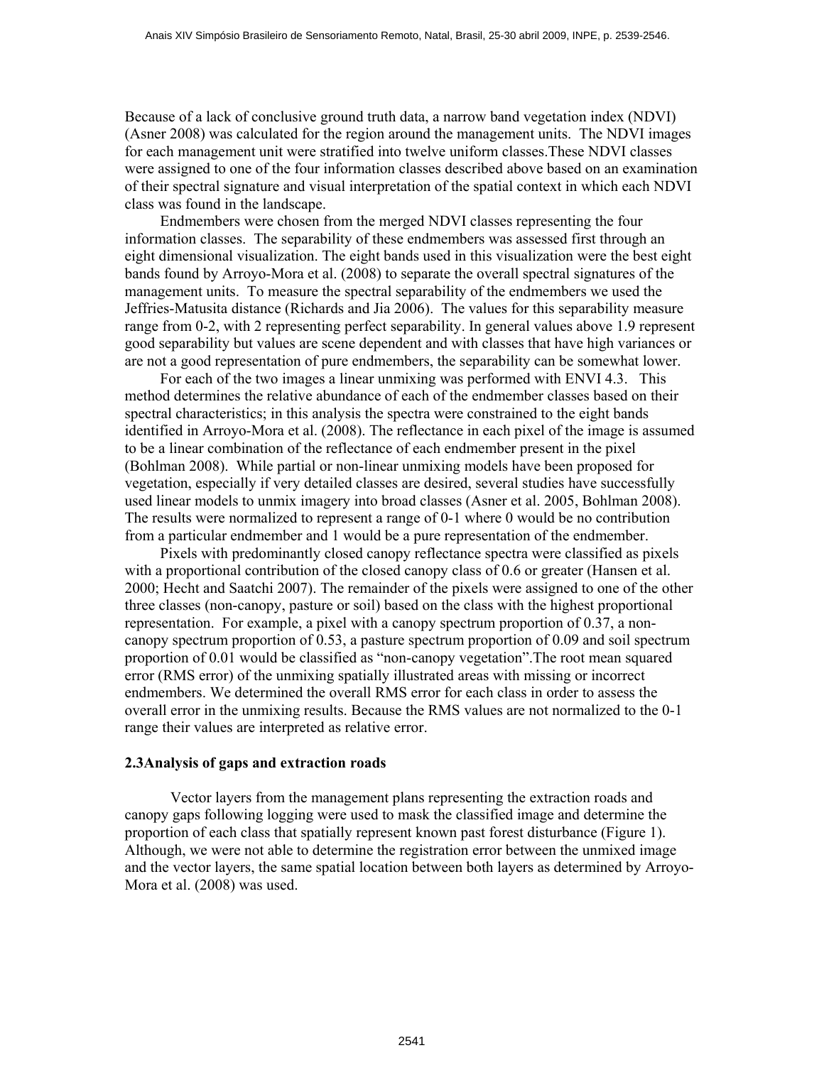Because of a lack of conclusive ground truth data, a narrow band vegetation index (NDVI) (Asner 2008) was calculated for the region around the management units. The NDVI images for each management unit were stratified into twelve uniform classes.These NDVI classes were assigned to one of the four information classes described above based on an examination of their spectral signature and visual interpretation of the spatial context in which each NDVI class was found in the landscape.

Endmembers were chosen from the merged NDVI classes representing the four information classes. The separability of these endmembers was assessed first through an eight dimensional visualization. The eight bands used in this visualization were the best eight bands found by Arroyo-Mora et al. (2008) to separate the overall spectral signatures of the management units. To measure the spectral separability of the endmembers we used the Jeffries-Matusita distance (Richards and Jia 2006). The values for this separability measure range from 0-2, with 2 representing perfect separability. In general values above 1.9 represent good separability but values are scene dependent and with classes that have high variances or are not a good representation of pure endmembers, the separability can be somewhat lower.

For each of the two images a linear unmixing was performed with ENVI 4.3. This method determines the relative abundance of each of the endmember classes based on their spectral characteristics; in this analysis the spectra were constrained to the eight bands identified in Arroyo-Mora et al. (2008). The reflectance in each pixel of the image is assumed to be a linear combination of the reflectance of each endmember present in the pixel (Bohlman 2008). While partial or non-linear unmixing models have been proposed for vegetation, especially if very detailed classes are desired, several studies have successfully used linear models to unmix imagery into broad classes (Asner et al. 2005, Bohlman 2008). The results were normalized to represent a range of 0-1 where 0 would be no contribution from a particular endmember and 1 would be a pure representation of the endmember.

Pixels with predominantly closed canopy reflectance spectra were classified as pixels with a proportional contribution of the closed canopy class of 0.6 or greater (Hansen et al. 2000; Hecht and Saatchi 2007). The remainder of the pixels were assigned to one of the other three classes (non-canopy, pasture or soil) based on the class with the highest proportional representation. For example, a pixel with a canopy spectrum proportion of 0.37, a non-canopy spectrum proportion of 0.53, a pasture spectrum proportion of 0.09 and soil spectrum proportion of 0.01 would be classified as "non-canopy vegetation".The root mean squared error (RMS error) of the unmixing spatially illustrated areas with missing or incorrect endmembers. We determined the overall RMS error for each class in order to assess the overall error in the unmixing results. Because the RMS values are not normalized to the 0-1 range their values are interpreted as relative error.

### 2.3 Analysis of gaps and extraction roads

Vector layers from the management plans representing the extraction roads and canopy gaps following logging were used to mask the classified image and determine the proportion of each class that spatially represent known past forest disturbance (Figure 1). Although, we were not able to determine the registration error between the unmixed image and the vector layers, the same spatial location between both layers as determined by Arroyo-Mora et al. (2008) was used.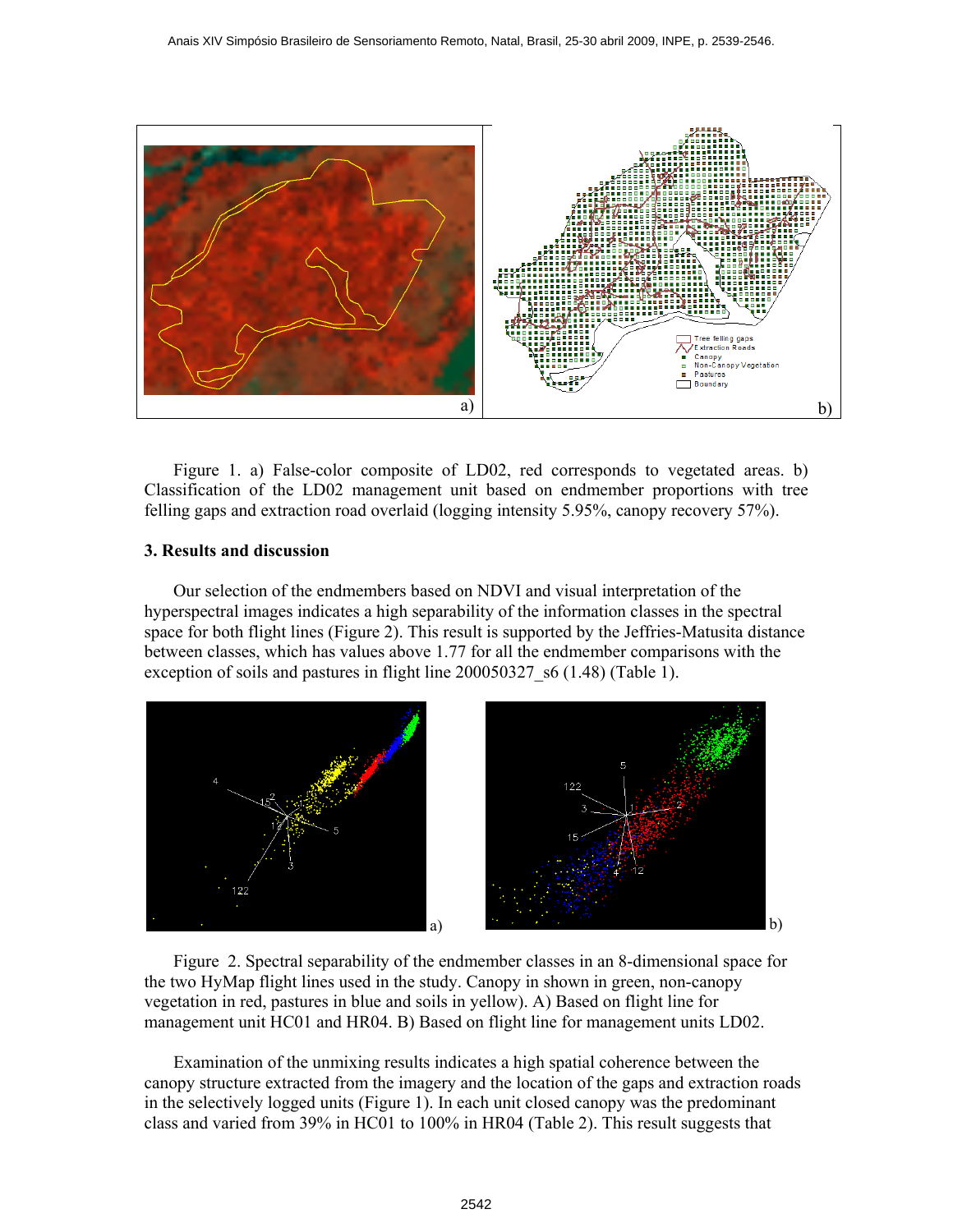Figure 1. a) False-color composite of LD02, red corresponds to vegetated areas. b) Classification of the LD02 management unit based on endmember proportions with tree felling gaps and extraction road overlaid (logging intensity 5.95%, canopy recovery 57%).

### 3. Results and discussion

Our selection of the endmembers based on NDVI and visual interpretation of the hyperspectral images indicates a high separability of the information classes in the spectral space for both flight lines (Figure 2). This result is supported by the Jeffries-Matusita distance between classes, which has values above 1.77 for all the endmember comparisons with the exception of soils and pastures in flight line 200050327_s6 (1.48) (Table 1).

Figure 2. Spectral separability of the endmember classes in an 8-dimensional space for the two HyMap flight lines used in the study. Canopy in shown in green, non-canopy vegetation in red, pastures in blue and soils in yellow). A) Based on flight line for management unit HC01 and HR04. B) Based on flight line for management units LD02.

Examination of the unmixing results indicates a high spatial coherence between the canopy structure extracted from the imagery and the location of the gaps and extraction roads in the selectively logged units (Figure 1). In each unit closed canopy was the predominant class and varied from 39% in HC01 to 100% in HR04 (Table 2). This result suggests that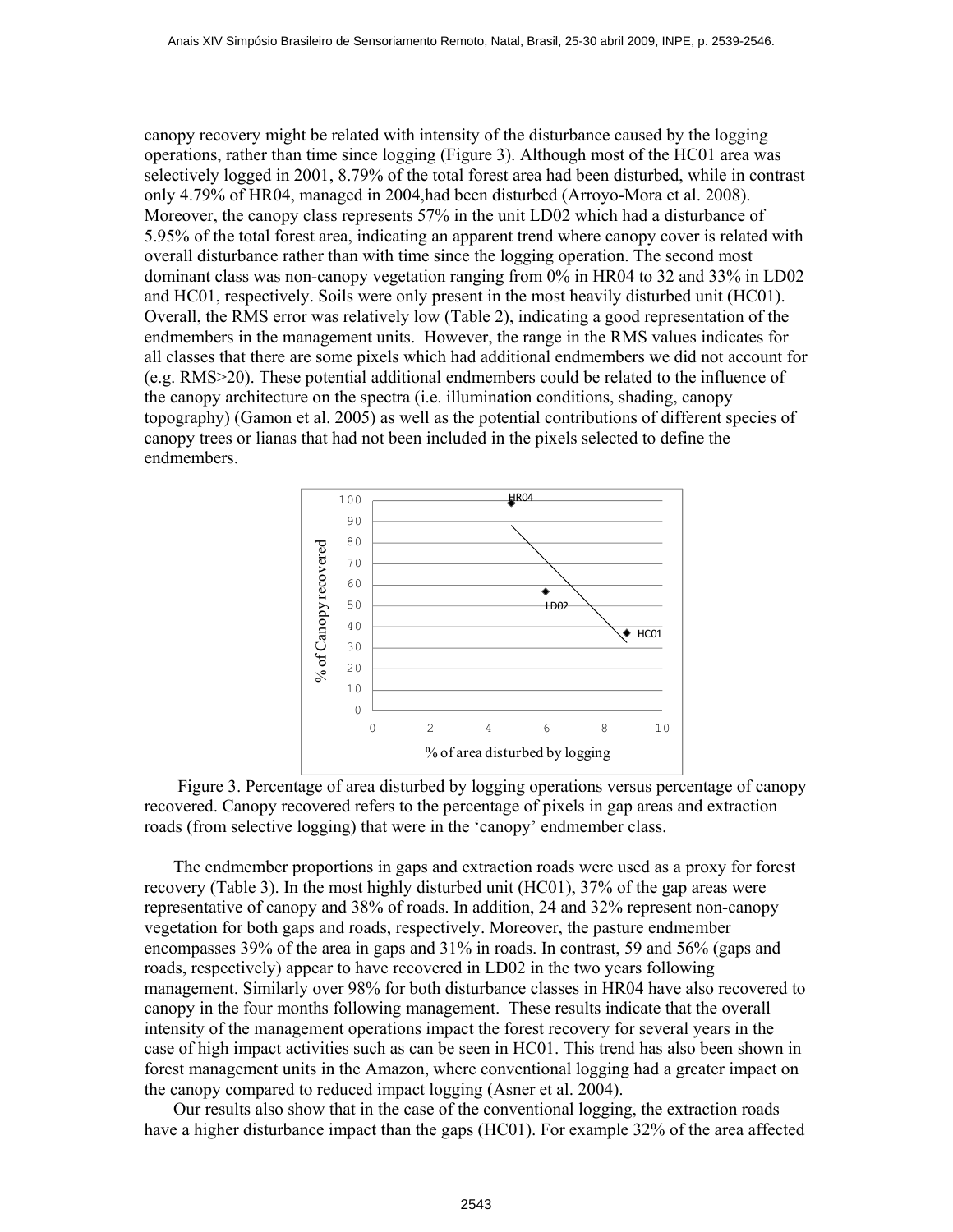canopy recovery might be related with intensity of the disturbance caused by the logging operations, rather than time since logging (Figure 3). Although most of the HC01 area was selectively logged in 2001, 8.79% of the total forest area had been disturbed, while in contrast only 4.79% of HR04, managed in 2004,had been disturbed (Arroyo-Mora et al. 2008). Moreover, the canopy class represents 57% in the unit LD02 which had a disturbance of 5.95% of the total forest area, indicating an apparent trend where canopy cover is related with overall disturbance rather than with time since the logging operation. The second most dominant class was non-canopy vegetation ranging from 0% in HR04 to 32 and 33% in LD02 and HC01, respectively. Soils were only present in the most heavily disturbed unit (HC01). Overall, the RMS error was relatively low (Table 2), indicating a good representation of the endmembers in the management units. However, the range in the RMS values indicates for all classes that there are some pixels which had additional endmembers we did not account for (e.g. RMS>20). These potential additional endmembers could be related to the influence of the canopy architecture on the spectra (i.e. illumination conditions, shading, canopy topography) (Gamon et al. 2005) as well as the potential contributions of different species of canopy trees or lianas that had not been included in the pixels selected to define the endmembers.

Figure 3. Percentage of area disturbed by logging operations versus percentage of canopy recovered. Canopy recovered refers to the percentage of pixels in gap areas and extraction roads (from selective logging) that were in the 'canopy' endmember class.

The endmember proportions in gaps and extraction roads were used as a proxy for forest recovery (Table 3). In the most highly disturbed unit (HC01), 37% of the gap areas were representative of canopy and 38% of roads. In addition, 24 and 32% represent non-canopy vegetation for both gaps and roads, respectively. Moreover, the pasture endmember encompasses 39% of the area in gaps and 31% in roads. In contrast, 59 and 56% (gaps and roads, respectively) appear to have recovered in LD02 in the two years following management. Similarly over 98% for both disturbance classes in HR04 have also recovered to canopy in the four months following management. These results indicate that the overall intensity of the management operations impact the forest recovery for several years in the case of high impact activities such as can be seen in HC01. This trend has also been shown in forest management units in the Amazon, where conventional logging had a greater impact on the canopy compared to reduced impact logging (Asner et al. 2004).

Our results also show that in the case of the conventional logging, the extraction roads have a higher disturbance impact than the gaps (HC01). For example 32% of the area affected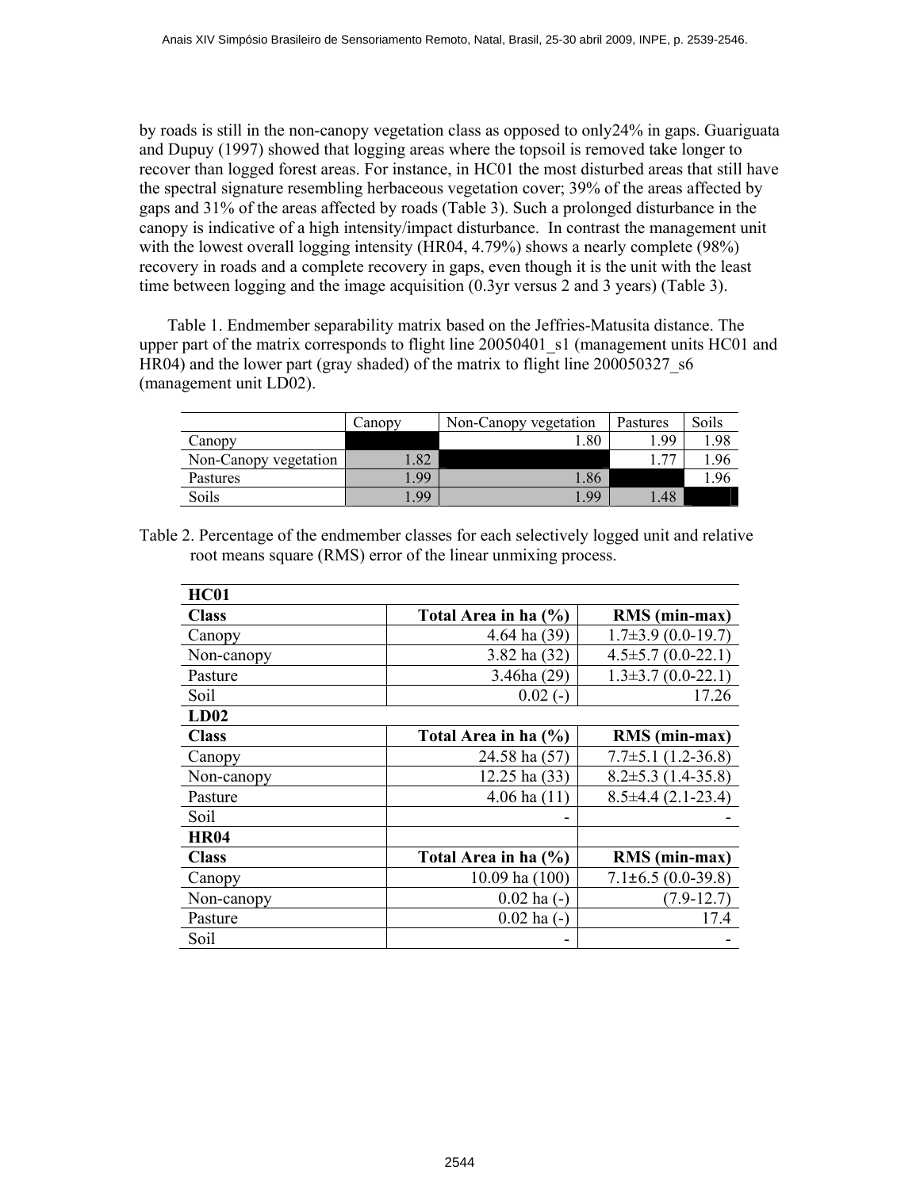by roads is still in the non-canopy vegetation class as opposed to only24% in gaps. Guariguata and Dupuy (1997) showed that logging areas where the topsoil is removed take longer to recover than logged forest areas. For instance, in HC01 the most disturbed areas that still have the spectral signature resembling herbaceous vegetation cover; 39% of the areas affected by gaps and 31% of the areas affected by roads (Table 3). Such a prolonged disturbance in the canopy is indicative of a high intensity/impact disturbance. In contrast the management unit with the lowest overall logging intensity (HR04, 4.79%) shows a nearly complete (98%) recovery in roads and a complete recovery in gaps, even though it is the unit with the least time between logging and the image acquisition (0.3yr versus 2 and 3 years) (Table 3).

Table 1. Endmember separability matrix based on the Jeffries-Matusita distance. The upper part of the matrix corresponds to flight line 20050401_s1 (management units HC01 and HR04) and the lower part (gray shaded) of the matrix to flight line 200050327_s6 (management unit LD02).

| | Canopy | Non-Canopy vegetation | Pastures | Soils |
|---|---|---|---|---|
| Canopy | | 1.80 | 1.99 | 1.98 |
| Non-Canopy vegetation | 1.82 | | 1.77 | 1.96 |
| Pastures | 1.99 | 1.86 | | 1.96 |
| Soils | 1.99 | 1.99 | 1.48 | |

Table 2. Percentage of the endmember classes for each selectively logged unit and relative root means square (RMS) error of the linear unmixing process.

| **HC01** | | |
|---|---|---|
| **Class** | **Total Area in ha (%)** | **RMS (min-max)** |
| Canopy | 4.64 ha (39) | 1.7±3.9 (0.0-19.7) |
| Non-canopy | 3.82 ha (32) | 4.5±5.7 (0.0-22.1) |
| Pasture | 3.46ha (29) | 1.3±3.7 (0.0-22.1) |
| Soil | 0.02 (-) | 17.26 |
| **LD02** | | |
| **Class** | **Total Area in ha (%)** | **RMS (min-max)** |
| Canopy | 24.58 ha (57) | 7.7±5.1 (1.2-36.8) |
| Non-canopy | 12.25 ha (33) | 8.2±5.3 (1.4-35.8) |
| Pasture | 4.06 ha (11) | 8.5±4.4 (2.1-23.4) |
| Soil | - | - |
| **HR04** | | |
| **Class** | **Total Area in ha (%)** | **RMS (min-max)** |
| Canopy | 10.09 ha (100) | 7.1±6.5 (0.0-39.8) |
| Non-canopy | 0.02 ha (-) | (7.9-12.7) |
| Pasture | 0.02 ha (-) | 17.4 |
| Soil | - | - |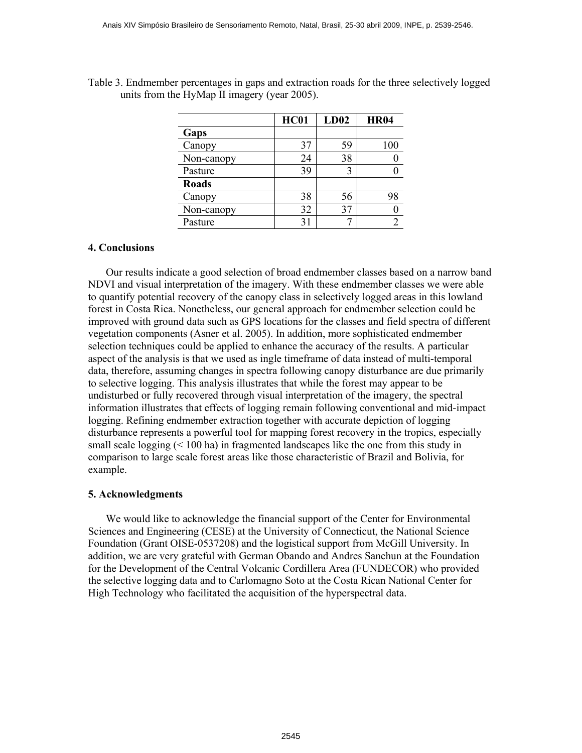Table 3. Endmember percentages in gaps and extraction roads for the three selectively logged units from the HyMap II imagery (year 2005).

| | HC01 | LD02 | HR04 |
|---|---|---|---|
| **Gaps** | | | |
| Canopy | 37 | 59 | 100 |
| Non-canopy | 24 | 38 | 0 |
| Pasture | 39 | 3 | 0 |
| **Roads** | | | |
| Canopy | 38 | 56 | 98 |
| Non-canopy | 32 | 37 | 0 |
| Pasture | 31 | 7 | 2 |

## 4. Conclusions

Our results indicate a good selection of broad endmember classes based on a narrow band NDVI and visual interpretation of the imagery. With these endmember classes we were able to quantify potential recovery of the canopy class in selectively logged areas in this lowland forest in Costa Rica. Nonetheless, our general approach for endmember selection could be improved with ground data such as GPS locations for the classes and field spectra of different vegetation components (Asner et al. 2005). In addition, more sophisticated endmember selection techniques could be applied to enhance the accuracy of the results. A particular aspect of the analysis is that we used as ingle timeframe of data instead of multi-temporal data, therefore, assuming changes in spectra following canopy disturbance are due primarily to selective logging. This analysis illustrates that while the forest may appear to be undisturbed or fully recovered through visual interpretation of the imagery, the spectral information illustrates that effects of logging remain following conventional and mid-impact logging. Refining endmember extraction together with accurate depiction of logging disturbance represents a powerful tool for mapping forest recovery in the tropics, especially small scale logging (< 100 ha) in fragmented landscapes like the one from this study in comparison to large scale forest areas like those characteristic of Brazil and Bolivia, for example.

## 5. Acknowledgments

We would like to acknowledge the financial support of the Center for Environmental Sciences and Engineering (CESE) at the University of Connecticut, the National Science Foundation (Grant OISE-0537208) and the logistical support from McGill University. In addition, we are very grateful with German Obando and Andres Sanchun at the Foundation for the Development of the Central Volcanic Cordillera Area (FUNDECOR) who provided the selective logging data and to Carlomagno Soto at the Costa Rican National Center for High Technology who facilitated the acquisition of the hyperspectral data.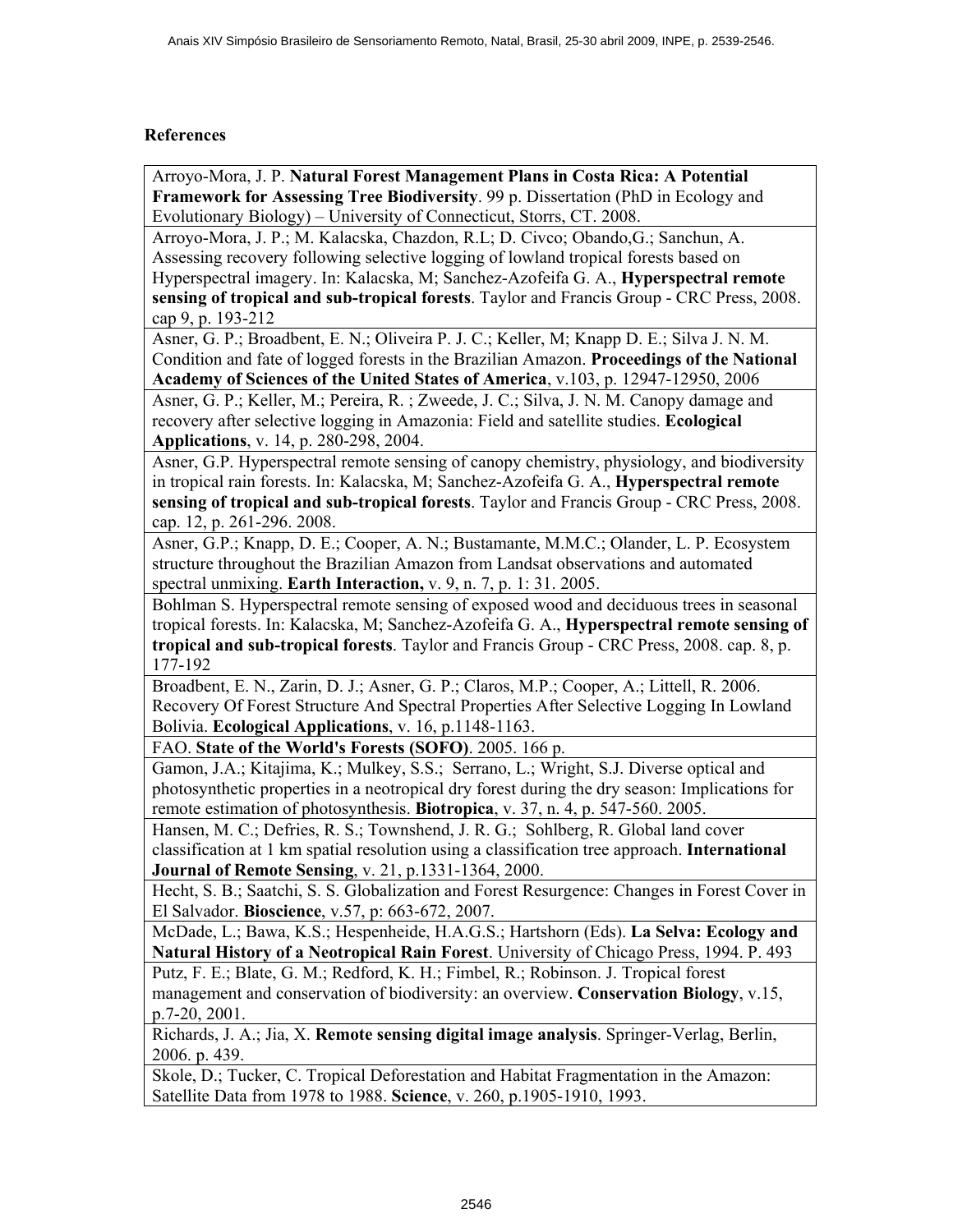## References

Arroyo-Mora, J. P. **Natural Forest Management Plans in Costa Rica: A Potential Framework for Assessing Tree Biodiversity**. 99 p. Dissertation (PhD in Ecology and Evolutionary Biology) – University of Connecticut, Storrs, CT. 2008.

Arroyo-Mora, J. P.; M. Kalacska, Chazdon, R.L; D. Civco; Obando,G.; Sanchun, A. Assessing recovery following selective logging of lowland tropical forests based on Hyperspectral imagery. In: Kalacska, M; Sanchez-Azofeifa G. A., **Hyperspectral remote sensing of tropical and sub-tropical forests**. Taylor and Francis Group - CRC Press, 2008. cap 9, p. 193-212

Asner, G. P.; Broadbent, E. N.; Oliveira P. J. C.; Keller, M; Knapp D. E.; Silva J. N. M. Condition and fate of logged forests in the Brazilian Amazon. **Proceedings of the National Academy of Sciences of the United States of America**, v.103, p. 12947-12950, 2006

Asner, G. P.; Keller, M.; Pereira, R. ; Zweede, J. C.; Silva, J. N. M. Canopy damage and recovery after selective logging in Amazonia: Field and satellite studies. **Ecological Applications**, v. 14, p. 280-298, 2004.

Asner, G.P. Hyperspectral remote sensing of canopy chemistry, physiology, and biodiversity in tropical rain forests. In: Kalacska, M; Sanchez-Azofeifa G. A., **Hyperspectral remote sensing of tropical and sub-tropical forests**. Taylor and Francis Group - CRC Press, 2008. cap. 12, p. 261-296. 2008.

Asner, G.P.; Knapp, D. E.; Cooper, A. N.; Bustamante, M.M.C.; Olander, L. P. Ecosystem structure throughout the Brazilian Amazon from Landsat observations and automated spectral unmixing. **Earth Interaction,** v. 9, n. 7, p. 1: 31. 2005.

Bohlman S. Hyperspectral remote sensing of exposed wood and deciduous trees in seasonal tropical forests. In: Kalacska, M; Sanchez-Azofeifa G. A., **Hyperspectral remote sensing of tropical and sub-tropical forests**. Taylor and Francis Group - CRC Press, 2008. cap. 8, p. 177-192

Broadbent, E. N., Zarin, D. J.; Asner, G. P.; Claros, M.P.; Cooper, A.; Littell, R. 2006. Recovery Of Forest Structure And Spectral Properties After Selective Logging In Lowland Bolivia. **Ecological Applications**, v. 16, p.1148-1163.

FAO. **State of the World's Forests (SOFO)**. 2005. 166 p.

Gamon, J.A.; Kitajima, K.; Mulkey, S.S.; Serrano, L.; Wright, S.J. Diverse optical and photosynthetic properties in a neotropical dry forest during the dry season: Implications for remote estimation of photosynthesis. **Biotropica**, v. 37, n. 4, p. 547-560. 2005.

Hansen, M. C.; Defries, R. S.; Townshend, J. R. G.; Sohlberg, R. Global land cover classification at 1 km spatial resolution using a classification tree approach. **International Journal of Remote Sensing**, v. 21, p.1331-1364, 2000.

Hecht, S. B.; Saatchi, S. S. Globalization and Forest Resurgence: Changes in Forest Cover in El Salvador. **Bioscience**, v.57, p: 663-672, 2007.

McDade, L.; Bawa, K.S.; Hespenheide, H.A.G.S.; Hartshorn (Eds). **La Selva: Ecology and Natural History of a Neotropical Rain Forest**. University of Chicago Press, 1994. P. 493

Putz, F. E.; Blate, G. M.; Redford, K. H.; Fimbel, R.; Robinson. J. Tropical forest management and conservation of biodiversity: an overview. **Conservation Biology**, v.15, p.7-20, 2001.

Richards, J. A.; Jia, X. **Remote sensing digital image analysis**. Springer-Verlag, Berlin, 2006. p. 439.

Skole, D.; Tucker, C. Tropical Deforestation and Habitat Fragmentation in the Amazon: Satellite Data from 1978 to 1988. **Science**, v. 260, p.1905-1910, 1993.